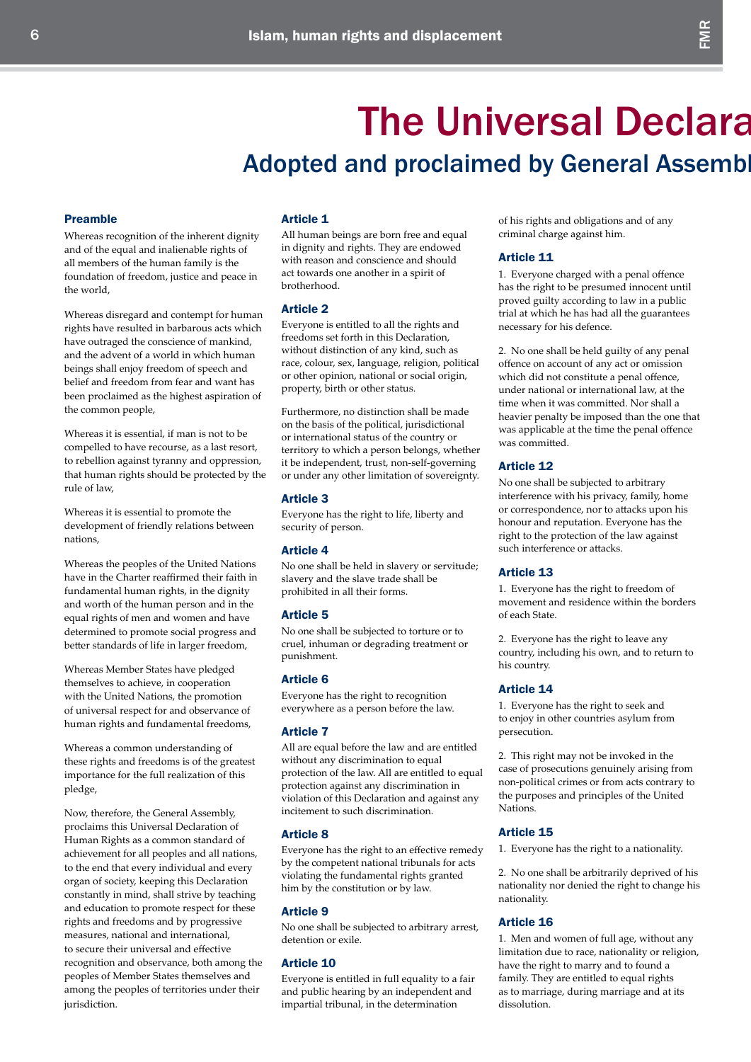# The Universal Declara

## Adopted and proclaimed by General Assembl

### Preamble

Whereas recognition of the inherent dignity and of the equal and inalienable rights of all members of the human family is the foundation of freedom, justice and peace in the world,

Whereas disregard and contempt for human rights have resulted in barbarous acts which have outraged the conscience of mankind, and the advent of a world in which human beings shall enjoy freedom of speech and belief and freedom from fear and want has been proclaimed as the highest aspiration of the common people,

Whereas it is essential, if man is not to be compelled to have recourse, as a last resort, to rebellion against tyranny and oppression, that human rights should be protected by the rule of law,

Whereas it is essential to promote the development of friendly relations between nations,

Whereas the peoples of the United Nations have in the Charter reaffirmed their faith in fundamental human rights, in the dignity and worth of the human person and in the equal rights of men and women and have determined to promote social progress and better standards of life in larger freedom,

Whereas Member States have pledged themselves to achieve, in cooperation with the United Nations, the promotion of universal respect for and observance of human rights and fundamental freedoms,

Whereas a common understanding of these rights and freedoms is of the greatest importance for the full realization of this pledge,

Now, therefore, the General Assembly, proclaims this Universal Declaration of Human Rights as a common standard of achievement for all peoples and all nations, to the end that every individual and every organ of society, keeping this Declaration constantly in mind, shall strive by teaching and education to promote respect for these rights and freedoms and by progressive measures, national and international, to secure their universal and effective recognition and observance, both among the peoples of Member States themselves and among the peoples of territories under their jurisdiction.

### Article 1

All human beings are born free and equal in dignity and rights. They are endowed with reason and conscience and should act towards one another in a spirit of brotherhood.

### Article 2

Everyone is entitled to all the rights and freedoms set forth in this Declaration, without distinction of any kind, such as race, colour, sex, language, religion, political or other opinion, national or social origin, property, birth or other status.

Furthermore, no distinction shall be made on the basis of the political, jurisdictional or international status of the country or territory to which a person belongs, whether it be independent, trust, non-self-governing or under any other limitation of sovereignty.

### Article 3

Everyone has the right to life, liberty and security of person.

### Article 4

No one shall be held in slavery or servitude; slavery and the slave trade shall be prohibited in all their forms.

### Article 5

No one shall be subjected to torture or to cruel, inhuman or degrading treatment or punishment.

### Article 6

Everyone has the right to recognition everywhere as a person before the law.

### Article 7

All are equal before the law and are entitled without any discrimination to equal protection of the law. All are entitled to equal protection against any discrimination in violation of this Declaration and against any incitement to such discrimination.

### Article 8

Everyone has the right to an effective remedy by the competent national tribunals for acts violating the fundamental rights granted him by the constitution or by law.

### Article 9

No one shall be subjected to arbitrary arrest, detention or exile.

### Article 10

Everyone is entitled in full equality to a fair and public hearing by an independent and impartial tribunal, in the determination of his rights and obligations and of any criminal charge against him.

### Article 11

1. Everyone charged with a penal offence has the right to be presumed innocent until proved guilty according to law in a public trial at which he has had all the guarantees necessary for his defence.

2. No one shall be held guilty of any penal offence on account of any act or omission which did not constitute a penal offence, under national or international law, at the time when it was committed. Nor shall a heavier penalty be imposed than the one that was applicable at the time the penal offence was committed.

### Article 12

No one shall be subjected to arbitrary interference with his privacy, family, home or correspondence, nor to attacks upon his honour and reputation. Everyone has the right to the protection of the law against such interference or attacks.

### Article 13

1. Everyone has the right to freedom of movement and residence within the borders of each State.

2. Everyone has the right to leave any country, including his own, and to return to his country.

### Article 14

1. Everyone has the right to seek and to enjoy in other countries asylum from persecution.

2. This right may not be invoked in the case of prosecutions genuinely arising from non-political crimes or from acts contrary to the purposes and principles of the United Nations.

### Article 15

1. Everyone has the right to a nationality.

2. No one shall be arbitrarily deprived of his nationality nor denied the right to change his nationality.

### Article 16

1. Men and women of full age, without any limitation due to race, nationality or religion, have the right to marry and to found a family. They are entitled to equal rights as to marriage, during marriage and at its dissolution.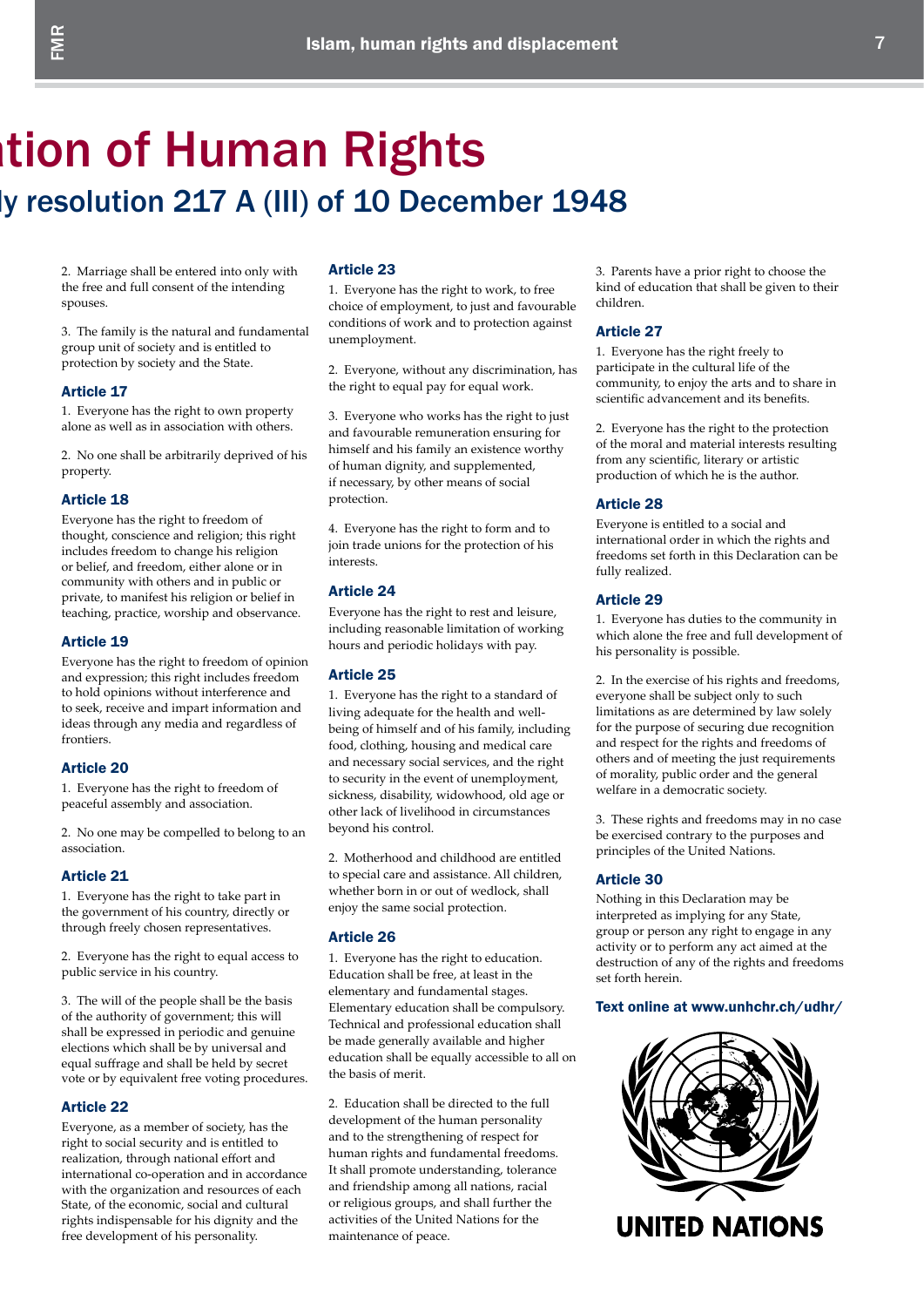# tion of Human Rights

## ly resolution 217 A (III) of 10 December 1948

2. Marriage shall be entered into only with the free and full consent of the intending spouses.

3. The family is the natural and fundamental group unit of society and is entitled to protection by society and the State.

### Article 17

1. Everyone has the right to own property alone as well as in association with others.

2. No one shall be arbitrarily deprived of his property.

### Article 18

Everyone has the right to freedom of thought, conscience and religion; this right includes freedom to change his religion or belief, and freedom, either alone or in community with others and in public or private, to manifest his religion or belief in teaching, practice, worship and observance.

### Article 19

Everyone has the right to freedom of opinion and expression; this right includes freedom to hold opinions without interference and to seek, receive and impart information and ideas through any media and regardless of frontiers.

### Article 20

1. Everyone has the right to freedom of peaceful assembly and association.

2. No one may be compelled to belong to an association.

### Article 21

1. Everyone has the right to take part in the government of his country, directly or through freely chosen representatives.

2. Everyone has the right to equal access to public service in his country.

3. The will of the people shall be the basis of the authority of government; this will shall be expressed in periodic and genuine elections which shall be by universal and equal suffrage and shall be held by secret vote or by equivalent free voting procedures.

### Article 22

Everyone, as a member of society, has the right to social security and is entitled to realization, through national effort and international co-operation and in accordance with the organization and resources of each State, of the economic, social and cultural rights indispensable for his dignity and the free development of his personality.

### Article 23

1. Everyone has the right to work, to free choice of employment, to just and favourable conditions of work and to protection against unemployment.

2. Everyone, without any discrimination, has the right to equal pay for equal work.

3. Everyone who works has the right to just and favourable remuneration ensuring for himself and his family an existence worthy of human dignity, and supplemented, if necessary, by other means of social protection.

4. Everyone has the right to form and to join trade unions for the protection of his interests.

### Article 24

Everyone has the right to rest and leisure, including reasonable limitation of working hours and periodic holidays with pay.

### Article 25

1. Everyone has the right to a standard of living adequate for the health and well-being of himself and of his family, including food, clothing, housing and medical care and necessary social services, and the right to security in the event of unemployment, sickness, disability, widowhood, old age or other lack of livelihood in circumstances beyond his control.

2. Motherhood and childhood are entitled to special care and assistance. All children, whether born in or out of wedlock, shall enjoy the same social protection.

### Article 26

1. Everyone has the right to education. Education shall be free, at least in the elementary and fundamental stages. Elementary education shall be compulsory. Technical and professional education shall be made generally available and higher education shall be equally accessible to all on the basis of merit.

2. Education shall be directed to the full development of the human personality and to the strengthening of respect for human rights and fundamental freedoms. It shall promote understanding, tolerance and friendship among all nations, racial or religious groups, and shall further the activities of the United Nations for the maintenance of peace.

3. Parents have a prior right to choose the kind of education that shall be given to their children.

### Article 27

1. Everyone has the right freely to participate in the cultural life of the community, to enjoy the arts and to share in scientific advancement and its benefits.

2. Everyone has the right to the protection of the moral and material interests resulting from any scientific, literary or artistic production of which he is the author.

### Article 28

Everyone is entitled to a social and international order in which the rights and freedoms set forth in this Declaration can be fully realized.

### Article 29

1. Everyone has duties to the community in which alone the free and full development of his personality is possible.

2. In the exercise of his rights and freedoms, everyone shall be subject only to such limitations as are determined by law solely for the purpose of securing due recognition and respect for the rights and freedoms of others and of meeting the just requirements of morality, public order and the general welfare in a democratic society.

3. These rights and freedoms may in no case be exercised contrary to the purposes and principles of the United Nations.

### Article 30

Nothing in this Declaration may be interpreted as implying for any State, group or person any right to engage in any activity or to perform any act aimed at the destruction of any of the rights and freedoms set forth herein.

**Text online at www.unhchr.ch/udhr/**

UNITED NATIONS